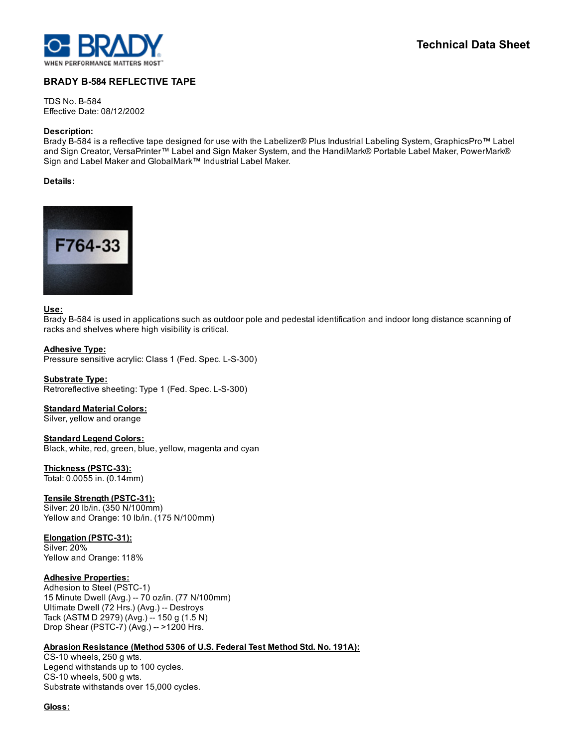Technical Data Sheet

## BRADY B-584 REFLECTIVE TAPE

TDS No. B-584
Effective Date: 08/12/2002

**Description:**
Brady B-584 is a reflective tape designed for use with the Labelizer® Plus Industrial Labeling System, GraphicsPro™ Label and Sign Creator, VersaPrinter™ Label and Sign Maker System, and the HandiMark® Portable Label Maker, PowerMark® Sign and Label Maker and GlobalMark™ Industrial Label Maker.

**Details:**

**Use:**
Brady B-584 is used in applications such as outdoor pole and pedestal identification and indoor long distance scanning of racks and shelves where high visibility is critical.

**Adhesive Type:**
Pressure sensitive acrylic: Class 1 (Fed. Spec. L-S-300)

**Substrate Type:**
Retroreflective sheeting: Type 1 (Fed. Spec. L-S-300)

**Standard Material Colors:**
Silver, yellow and orange

**Standard Legend Colors:**
Black, white, red, green, blue, yellow, magenta and cyan

**Thickness (PSTC-33):**
Total: 0.0055 in. (0.14mm)

**Tensile Strength (PSTC-31):**
Silver: 20 lb/in. (350 N/100mm)
Yellow and Orange: 10 lb/in. (175 N/100mm)

**Elongation (PSTC-31):**
Silver: 20%
Yellow and Orange: 118%

**Adhesive Properties:**
Adhesion to Steel (PSTC-1)
15 Minute Dwell (Avg.) -- 70 oz/in. (77 N/100mm)
Ultimate Dwell (72 Hrs.) (Avg.) -- Destroys
Tack (ASTM D 2979) (Avg.) -- 150 g (1.5 N)
Drop Shear (PSTC-7) (Avg.) -- >1200 Hrs.

**Abrasion Resistance (Method 5306 of U.S. Federal Test Method Std. No. 191A):**
CS-10 wheels, 250 g wts.
Legend withstands up to 100 cycles.
CS-10 wheels, 500 g wts.
Substrate withstands over 15,000 cycles.

**Gloss:**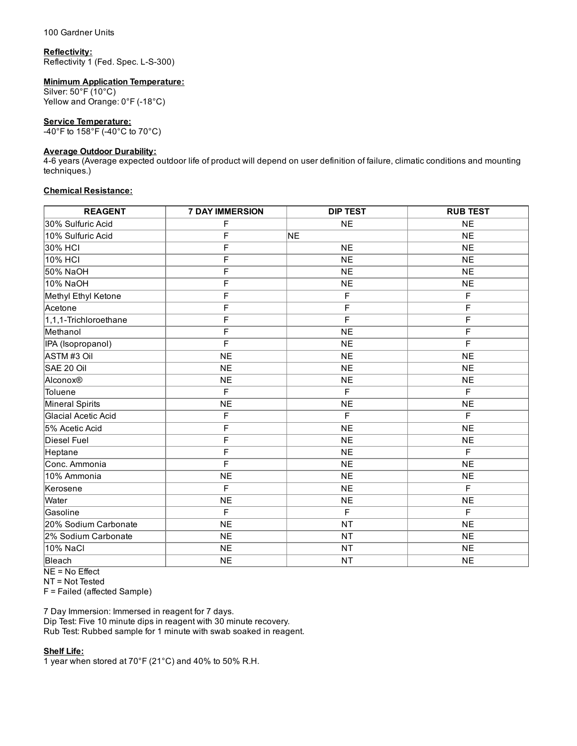100 Gardner Units

**Reflectivity:**
Reflectivity 1 (Fed. Spec. L-S-300)

**Minimum Application Temperature:**
Silver: 50°F (10°C)
Yellow and Orange: 0°F (-18°C)

**Service Temperature:**
-40°F to 158°F (-40°C to 70°C)

**Average Outdoor Durability:**
4-6 years (Average expected outdoor life of product will depend on user definition of failure, climatic conditions and mounting techniques.)

**Chemical Resistance:**

| REAGENT | 7 DAY IMMERSION | DIP TEST | RUB TEST |
| --- | --- | --- | --- |
| 30% Sulfuric Acid | F | NE | NE |
| 10% Sulfuric Acid | F | NE | NE |
| 30% HCl | F | NE | NE |
| 10% HCl | F | NE | NE |
| 50% NaOH | F | NE | NE |
| 10% NaOH | F | NE | NE |
| Methyl Ethyl Ketone | F | F | F |
| Acetone | F | F | F |
| 1,1,1-Trichloroethane | F | F | F |
| Methanol | F | NE | F |
| IPA (Isopropanol) | F | NE | F |
| ASTM #3 Oil | NE | NE | NE |
| SAE 20 Oil | NE | NE | NE |
| Alconox® | NE | NE | NE |
| Toluene | F | F | F |
| Mineral Spirits | NE | NE | NE |
| Glacial Acetic Acid | F | F | F |
| 5% Acetic Acid | F | NE | NE |
| Diesel Fuel | F | NE | NE |
| Heptane | F | NE | F |
| Conc. Ammonia | F | NE | NE |
| 10% Ammonia | NE | NE | NE |
| Kerosene | F | NE | F |
| Water | NE | NE | NE |
| Gasoline | F | F | F |
| 20% Sodium Carbonate | NE | NT | NE |
| 2% Sodium Carbonate | NE | NT | NE |
| 10% NaCl | NE | NT | NE |
| Bleach | NE | NT | NE |

NE = No Effect
NT = Not Tested
F = Failed (affected Sample)

7 Day Immersion: Immersed in reagent for 7 days.
Dip Test: Five 10 minute dips in reagent with 30 minute recovery.
Rub Test: Rubbed sample for 1 minute with swab soaked in reagent.

**Shelf Life:**
1 year when stored at 70°F (21°C) and 40% to 50% R.H.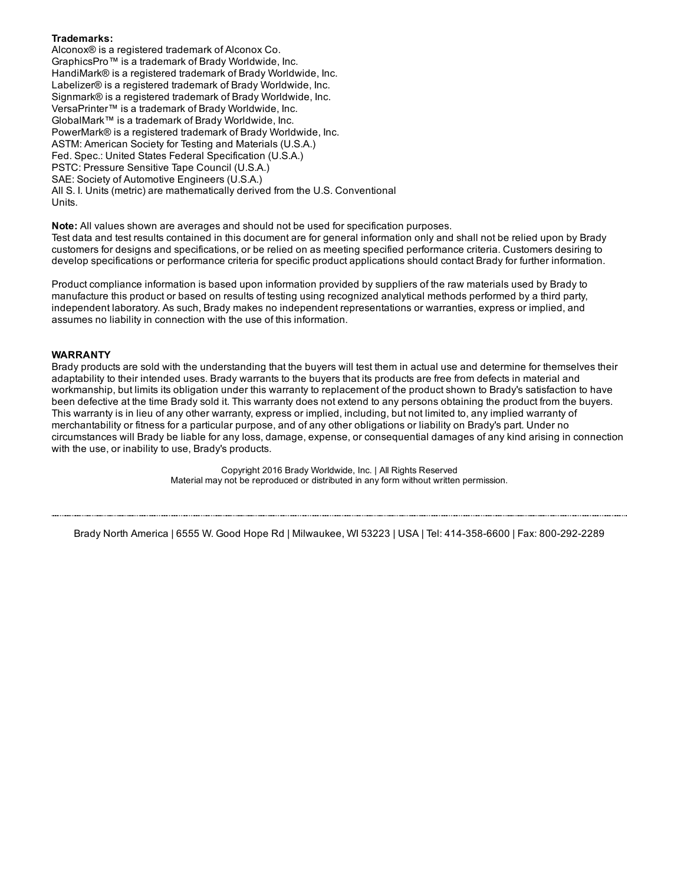**Trademarks:**
Alconox® is a registered trademark of Alconox Co.
GraphicsPro™ is a trademark of Brady Worldwide, Inc.
HandiMark® is a registered trademark of Brady Worldwide, Inc.
Labelizer® is a registered trademark of Brady Worldwide, Inc.
Signmark® is a registered trademark of Brady Worldwide, Inc.
VersaPrinter™ is a trademark of Brady Worldwide, Inc.
GlobalMark™ is a trademark of Brady Worldwide, Inc.
PowerMark® is a registered trademark of Brady Worldwide, Inc.
ASTM: American Society for Testing and Materials (U.S.A.)
Fed. Spec.: United States Federal Specification (U.S.A.)
PSTC: Pressure Sensitive Tape Council (U.S.A.)
SAE: Society of Automotive Engineers (U.S.A.)
All S. I. Units (metric) are mathematically derived from the U.S. Conventional Units.

**Note:** All values shown are averages and should not be used for specification purposes.
Test data and test results contained in this document are for general information only and shall not be relied upon by Brady customers for designs and specifications, or be relied on as meeting specified performance criteria. Customers desiring to develop specifications or performance criteria for specific product applications should contact Brady for further information.

Product compliance information is based upon information provided by suppliers of the raw materials used by Brady to manufacture this product or based on results of testing using recognized analytical methods performed by a third party, independent laboratory. As such, Brady makes no independent representations or warranties, express or implied, and assumes no liability in connection with the use of this information.

**WARRANTY**
Brady products are sold with the understanding that the buyers will test them in actual use and determine for themselves their adaptability to their intended uses. Brady warrants to the buyers that its products are free from defects in material and workmanship, but limits its obligation under this warranty to replacement of the product shown to Brady's satisfaction to have been defective at the time Brady sold it. This warranty does not extend to any persons obtaining the product from the buyers. This warranty is in lieu of any other warranty, express or implied, including, but not limited to, any implied warranty of merchantability or fitness for a particular purpose, and of any other obligations or liability on Brady's part. Under no circumstances will Brady be liable for any loss, damage, expense, or consequential damages of any kind arising in connection with the use, or inability to use, Brady's products.

Copyright 2016 Brady Worldwide, Inc. | All Rights Reserved
Material may not be reproduced or distributed in any form without written permission.

---

Brady North America | 6555 W. Good Hope Rd | Milwaukee, WI 53223 | USA | Tel: 414-358-6600 | Fax: 800-292-2289